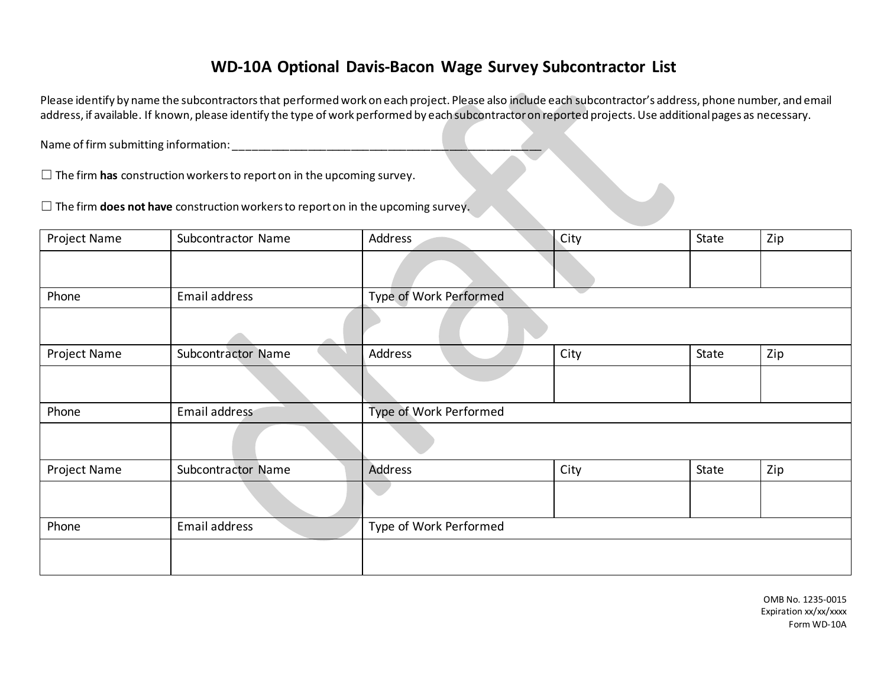# WD-10A Optional Davis-Bacon Wage Survey Subcontractor List

Please identify by name the subcontractors that performed work on each project. Please also include each subcontractor's address, phone number, and email address, if available. If known, please identify the type of work performed by each subcontractor on reported projects. Use additional pages as necessary.

Name of firm submitting information: ___________________________________________________

☐ The firm **has** construction workers to report on in the upcoming survey.

☐ The firm **does not have** construction workers to report on in the upcoming survey.

| Project Name | Subcontractor Name | Address | City | State | Zip |
|---|---|---|---|---|---|
| | | | | | |
| Phone | Email address | Type of Work Performed | | | |
| | | | | | |
| Project Name | Subcontractor Name | Address | City | State | Zip |
| | | | | | |
| Phone | Email address | Type of Work Performed | | | |
| | | | | | |
| Project Name | Subcontractor Name | Address | City | State | Zip |
| | | | | | |
| Phone | Email address | Type of Work Performed | | | |
| | | | | | |

OMB No. 1235-0015
Expiration xx/xx/xxxx
Form WD-10A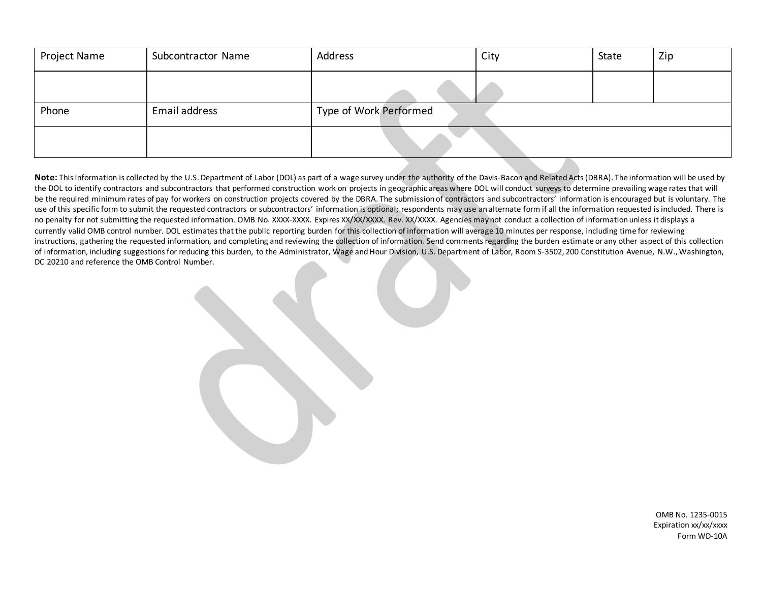| Project Name | Subcontractor Name | Address | City | State | Zip |
|---|---|---|---|---|---|
| | | | | | |
| Phone | Email address | Type of Work Performed | | | |
| | | | | | |

**Note:** This information is collected by the U.S. Department of Labor (DOL) as part of a wage survey under the authority of the Davis-Bacon and Related Acts (DBRA). The information will be used by the DOL to identify contractors and subcontractors that performed construction work on projects in geographic areas where DOL will conduct surveys to determine prevailing wage rates that will be the required minimum rates of pay for workers on construction projects covered by the DBRA. The submission of contractors and subcontractors' information is encouraged but is voluntary. The use of this specific form to submit the requested contractors or subcontractors' information is optional; respondents may use an alternate form if all the information requested is included. There is no penalty for not submitting the requested information. OMB No. XXXX-XXXX. Expires XX/XX/XXXX. Rev. XX/XXXX. Agencies may not conduct a collection of information unless it displays a currently valid OMB control number. DOL estimates that the public reporting burden for this collection of information will average 10 minutes per response, including time for reviewing instructions, gathering the requested information, and completing and reviewing the collection of information. Send comments regarding the burden estimate or any other aspect of this collection of information, including suggestions for reducing this burden, to the Administrator, Wage and Hour Division, U.S. Department of Labor, Room S-3502, 200 Constitution Avenue, N.W., Washington, DC 20210 and reference the OMB Control Number.

OMB No. 1235-0015
Expiration xx/xx/xxxx
Form WD-10A